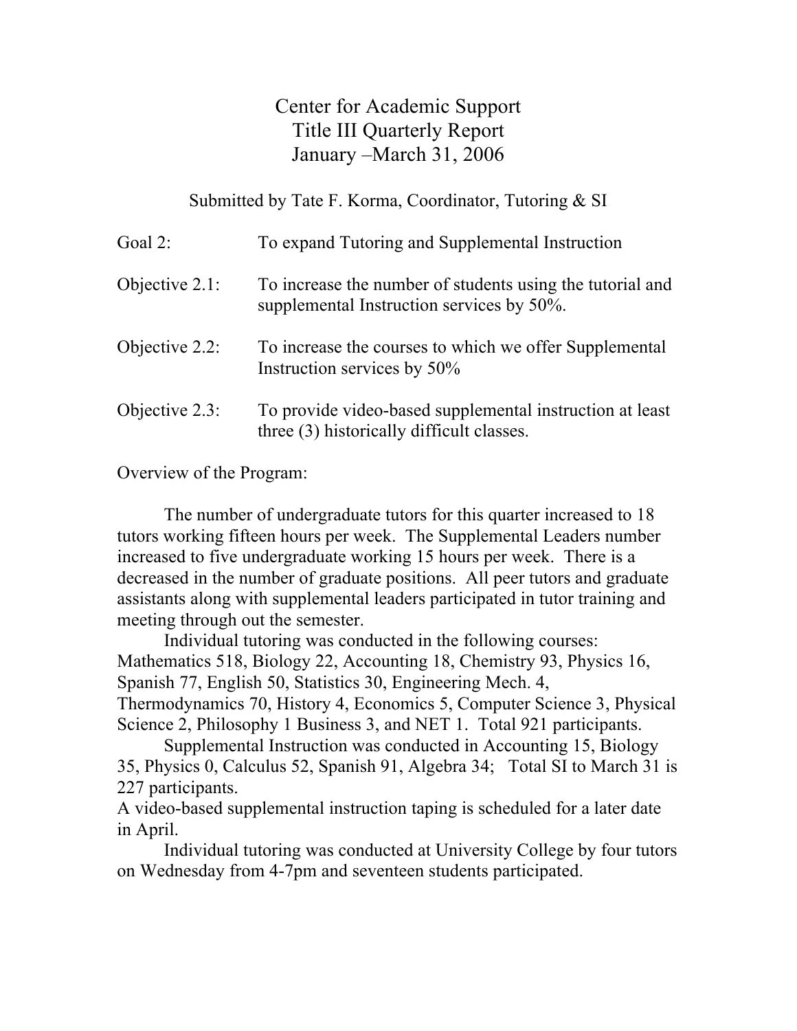# Center for Academic Support
# Title III Quarterly Report
# January –March 31, 2006

Submitted by Tate F. Korma, Coordinator, Tutoring & SI

| | |
|---|---|
| Goal 2: | To expand Tutoring and Supplemental Instruction |
| Objective 2.1: | To increase the number of students using the tutorial and supplemental Instruction services by 50%. |
| Objective 2.2: | To increase the courses to which we offer Supplemental Instruction services by 50% |
| Objective 2.3: | To provide video-based supplemental instruction at least three (3) historically difficult classes. |

Overview of the Program:

The number of undergraduate tutors for this quarter increased to 18 tutors working fifteen hours per week. The Supplemental Leaders number increased to five undergraduate working 15 hours per week. There is a decreased in the number of graduate positions. All peer tutors and graduate assistants along with supplemental leaders participated in tutor training and meeting through out the semester.

Individual tutoring was conducted in the following courses: Mathematics 518, Biology 22, Accounting 18, Chemistry 93, Physics 16, Spanish 77, English 50, Statistics 30, Engineering Mech. 4, Thermodynamics 70, History 4, Economics 5, Computer Science 3, Physical Science 2, Philosophy 1 Business 3, and NET 1. Total 921 participants.

Supplemental Instruction was conducted in Accounting 15, Biology 35, Physics 0, Calculus 52, Spanish 91, Algebra 34; Total SI to March 31 is 227 participants.

A video-based supplemental instruction taping is scheduled for a later date in April.

Individual tutoring was conducted at University College by four tutors on Wednesday from 4-7pm and seventeen students participated.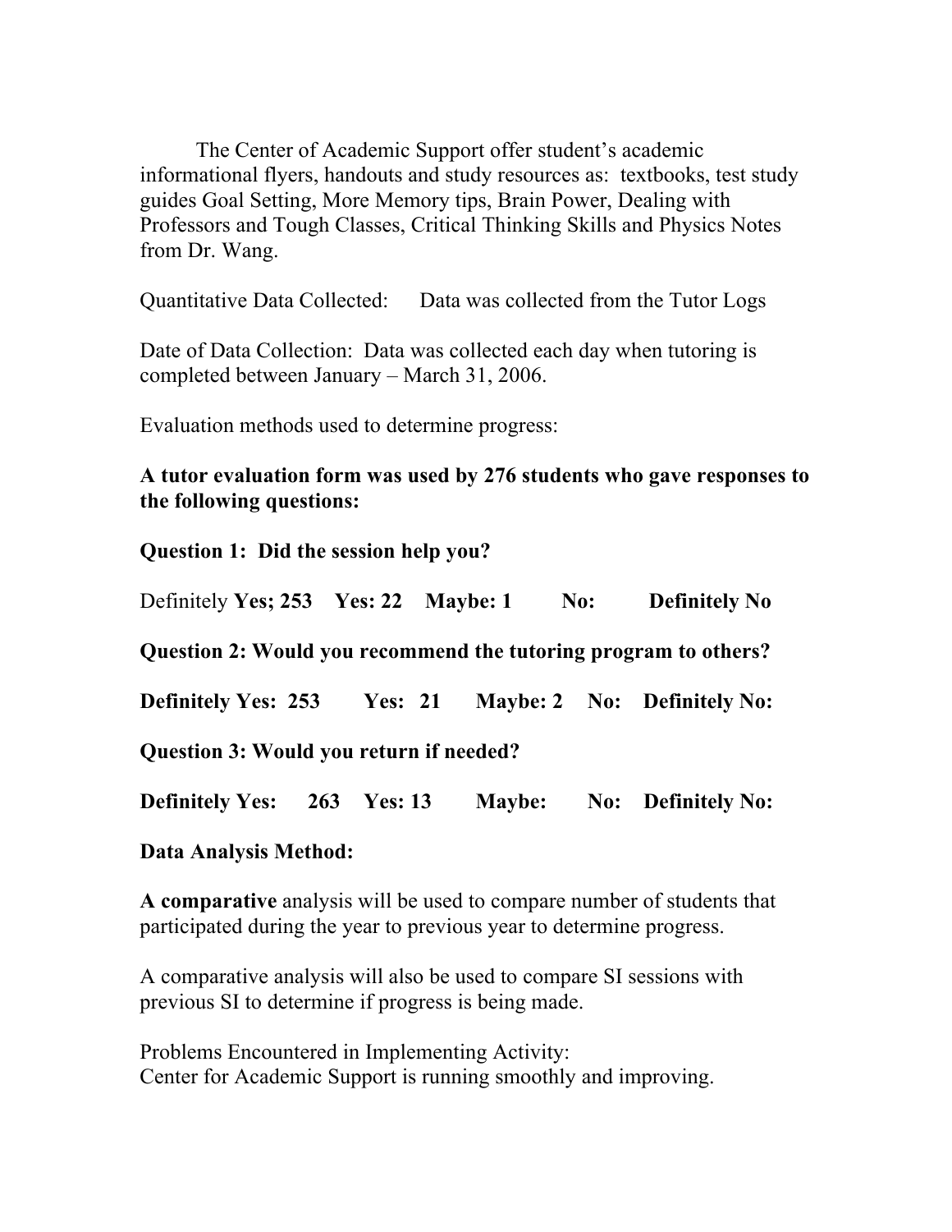The Center of Academic Support offer student's academic informational flyers, handouts and study resources as: textbooks, test study guides Goal Setting, More Memory tips, Brain Power, Dealing with Professors and Tough Classes, Critical Thinking Skills and Physics Notes from Dr. Wang.

Quantitative Data Collected: Data was collected from the Tutor Logs

Date of Data Collection: Data was collected each day when tutoring is completed between January – March 31, 2006.

Evaluation methods used to determine progress:

**A tutor evaluation form was used by 276 students who gave responses to the following questions:**

**Question 1: Did the session help you?**

Definitely **Yes; 253 Yes: 22 Maybe: 1 No: Definitely No**

**Question 2: Would you recommend the tutoring program to others?**

**Definitely Yes: 253 Yes: 21 Maybe: 2 No: Definitely No:**

**Question 3: Would you return if needed?**

**Definitely Yes: 263 Yes: 13 Maybe: No: Definitely No:**

**Data Analysis Method:**

**A comparative** analysis will be used to compare number of students that participated during the year to previous year to determine progress.

A comparative analysis will also be used to compare SI sessions with previous SI to determine if progress is being made.

Problems Encountered in Implementing Activity:
Center for Academic Support is running smoothly and improving.